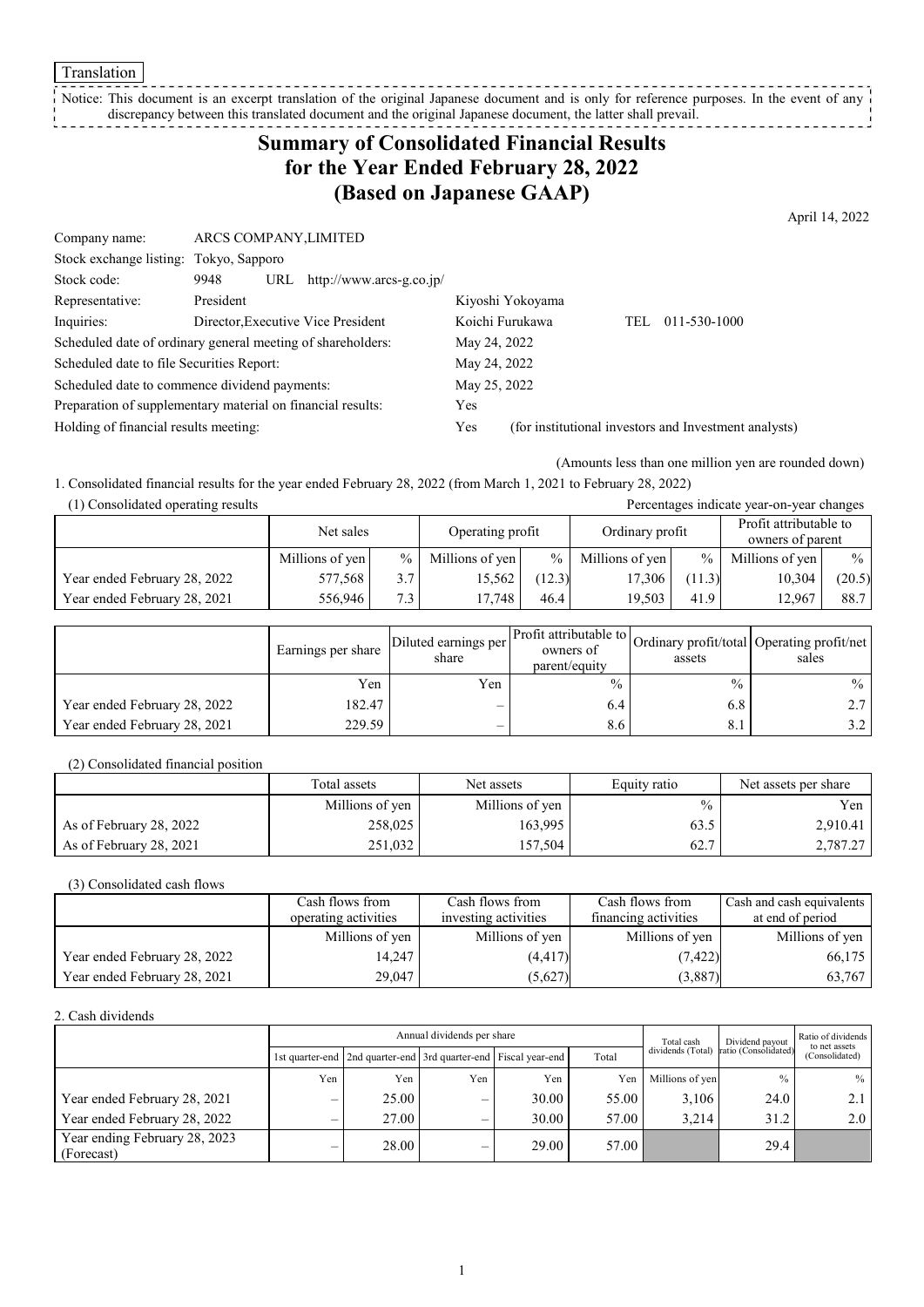Translation

Notice: This document is an excerpt translation of the original Japanese document and is only for reference purposes. In the event of any discrepancy between this translated document and the original Japanese document, the latter shall prevail.

# Summary of Consolidated Financial Results for the Year Ended February 28, 2022 (Based on Japanese GAAP)

April 14, 2022

| | | |
|---|---|---|
| Company name: | ARCS COMPANY,LIMITED | |
| Stock exchange listing: | Tokyo, Sapporo | |
| Stock code: | 9948 URL http://www.arcs-g.co.jp/ | |
| Representative: | President | Kiyoshi Yokoyama |
| Inquiries: | Director,Executive Vice President | Koichi Furukawa TEL 011-530-1000 |
| Scheduled date of ordinary general meeting of shareholders: | | May 24, 2022 |
| Scheduled date to file Securities Report: | | May 24, 2022 |
| Scheduled date to commence dividend payments: | | May 25, 2022 |
| Preparation of supplementary material on financial results: | | Yes |
| Holding of financial results meeting: | | Yes (for institutional investors and Investment analysts) |

(Amounts less than one million yen are rounded down)

1. Consolidated financial results for the year ended February 28, 2022 (from March 1, 2021 to February 28, 2022)

(1) Consolidated operating results

Percentages indicate year-on-year changes

| | Net sales | | Operating profit | | Ordinary profit | | Profit attributable to owners of parent | |
|---|---|---|---|---|---|---|---|---|
| | Millions of yen | % | Millions of yen | % | Millions of yen | % | Millions of yen | % |
| Year ended February 28, 2022 | 577,568 | 3.7 | 15,562 | (12.3) | 17,306 | (11.3) | 10,304 | (20.5) |
| Year ended February 28, 2021 | 556,946 | 7.3 | 17,748 | 46.4 | 19,503 | 41.9 | 12,967 | 88.7 |

| | Earnings per share | Diluted earnings per share | Profit attributable to owners of parent/equity | Ordinary profit/total assets | Operating profit/net sales |
|---|---|---|---|---|---|
| | Yen | Yen | % | % | % |
| Year ended February 28, 2022 | 182.47 | – | 6.4 | 6.8 | 2.7 |
| Year ended February 28, 2021 | 229.59 | – | 8.6 | 8.1 | 3.2 |

(2) Consolidated financial position

| | Total assets | Net assets | Equity ratio | Net assets per share |
|---|---|---|---|---|
| | Millions of yen | Millions of yen | % | Yen |
| As of February 28, 2022 | 258,025 | 163,995 | 63.5 | 2,910.41 |
| As of February 28, 2021 | 251,032 | 157,504 | 62.7 | 2,787.27 |

(3) Consolidated cash flows

| | Cash flows from operating activities | Cash flows from investing activities | Cash flows from financing activities | Cash and cash equivalents at end of period |
|---|---|---|---|---|
| | Millions of yen | Millions of yen | Millions of yen | Millions of yen |
| Year ended February 28, 2022 | 14,247 | (4,417) | (7,422) | 66,175 |
| Year ended February 28, 2021 | 29,047 | (5,627) | (3,887) | 63,767 |

2. Cash dividends

| | Annual dividends per share | | | | | Total cash dividends (Total) | Dividend payout ratio (Consolidated) | Ratio of dividends to net assets (Consolidated) |
|---|---|---|---|---|---|---|---|---|
| | 1st quarter-end | 2nd quarter-end | 3rd quarter-end | Fiscal year-end | Total | | | |
| | Yen | Yen | Yen | Yen | Yen | Millions of yen | % | % |
| Year ended February 28, 2021 | – | 25.00 | – | 30.00 | 55.00 | 3,106 | 24.0 | 2.1 |
| Year ended February 28, 2022 | – | 27.00 | – | 30.00 | 57.00 | 3,214 | 31.2 | 2.0 |
| Year ending February 28, 2023 (Forecast) | – | 28.00 | – | 29.00 | 57.00 | | 29.4 | |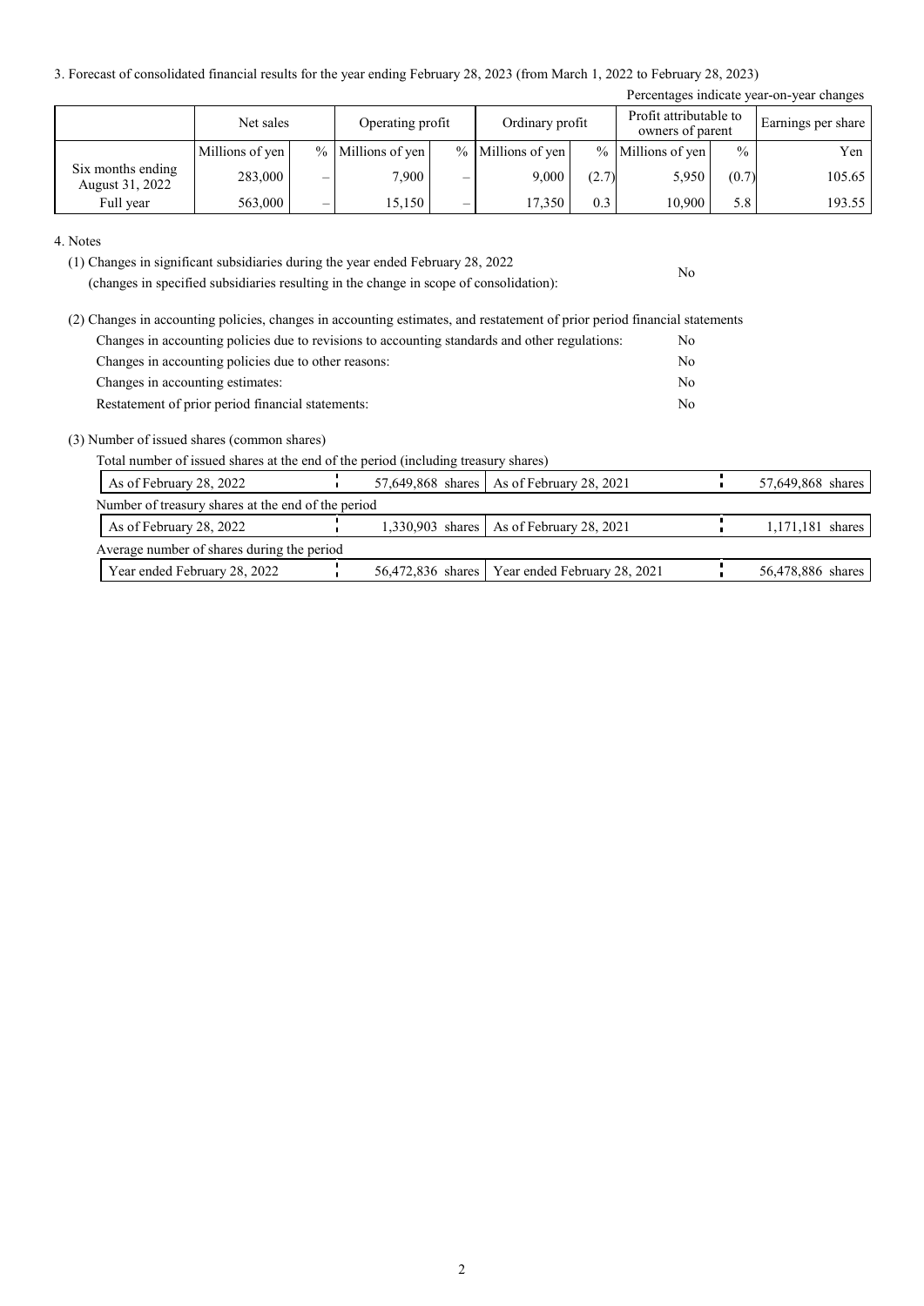3. Forecast of consolidated financial results for the year ending February 28, 2023 (from March 1, 2022 to February 28, 2023)

Percentages indicate year-on-year changes

| | Net sales | | Operating profit | | Ordinary profit | | Profit attributable to owners of parent | | Earnings per share |
|---|---|---|---|---|---|---|---|---|---|
| | Millions of yen | % | Millions of yen | % | Millions of yen | % | Millions of yen | % | Yen |
| Six months ending August 31, 2022 | 283,000 | – | 7,900 | – | 9,000 | (2.7) | 5,950 | (0.7) | 105.65 |
| Full year | 563,000 | – | 15,150 | – | 17,350 | 0.3 | 10,900 | 5.8 | 193.55 |

4. Notes

(1) Changes in significant subsidiaries during the year ended February 28, 2022 (changes in specified subsidiaries resulting in the change in scope of consolidation): No

(2) Changes in accounting policies, changes in accounting estimates, and restatement of prior period financial statements

| | |
|---|---|
| Changes in accounting policies due to revisions to accounting standards and other regulations: | No |
| Changes in accounting policies due to other reasons: | No |
| Changes in accounting estimates: | No |
| Restatement of prior period financial statements: | No |

(3) Number of issued shares (common shares)

Total number of issued shares at the end of the period (including treasury shares)

| | | | |
|---|---|---|---|
| As of February 28, 2022 | 57,649,868 shares | As of February 28, 2021 | 57,649,868 shares |

Number of treasury shares at the end of the period

| | | | |
|---|---|---|---|
| As of February 28, 2022 | 1,330,903 shares | As of February 28, 2021 | 1,171,181 shares |

Average number of shares during the period

| | | | |
|---|---|---|---|
| Year ended February 28, 2022 | 56,472,836 shares | Year ended February 28, 2021 | 56,478,886 shares |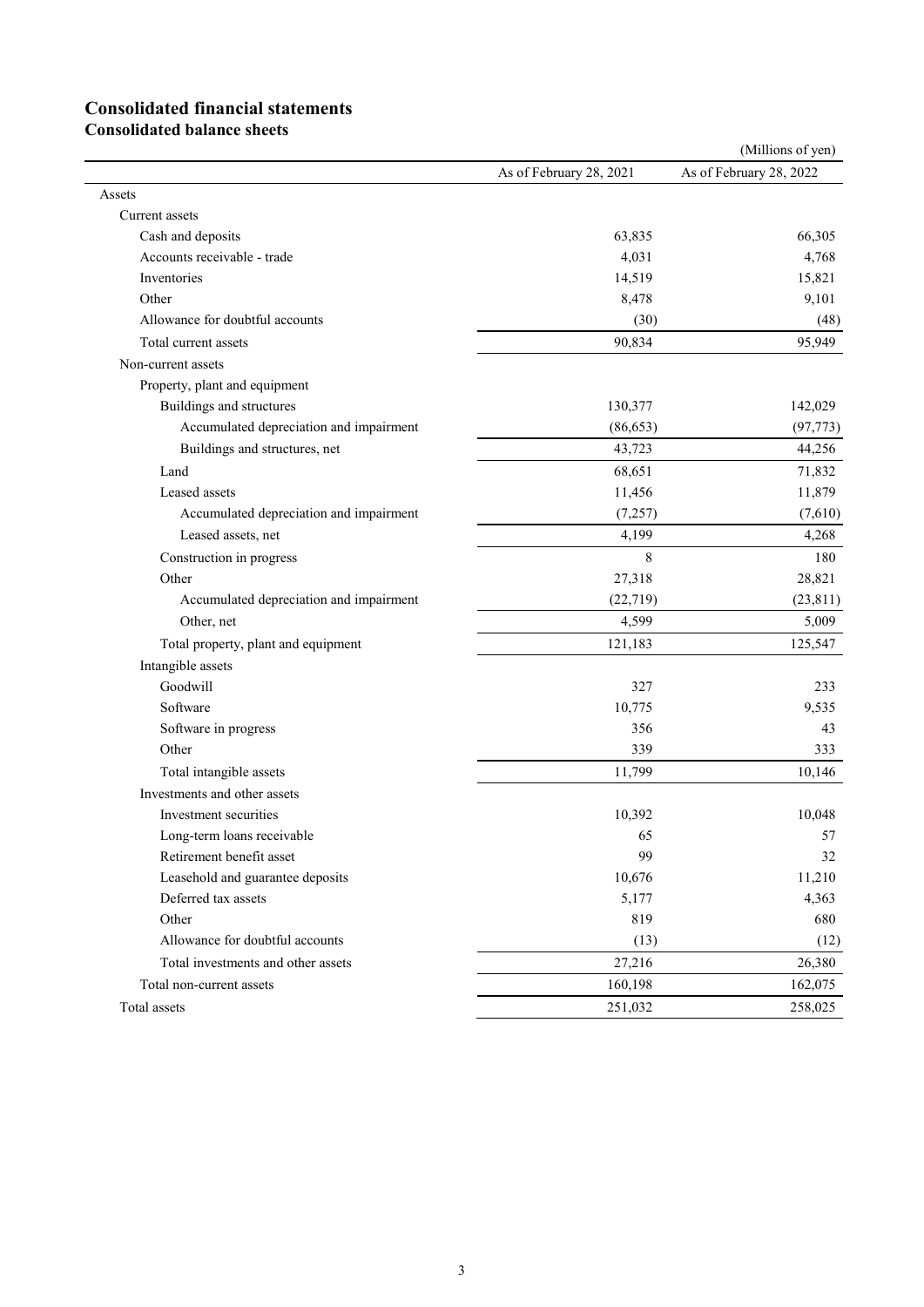# Consolidated financial statements

## Consolidated balance sheets

(Millions of yen)

| | As of February 28, 2021 | As of February 28, 2022 |
|---|---|---|
| Assets | | |
| Current assets | | |
| Cash and deposits | 63,835 | 66,305 |
| Accounts receivable - trade | 4,031 | 4,768 |
| Inventories | 14,519 | 15,821 |
| Other | 8,478 | 9,101 |
| Allowance for doubtful accounts | (30) | (48) |
| Total current assets | 90,834 | 95,949 |
| Non-current assets | | |
| Property, plant and equipment | | |
| Buildings and structures | 130,377 | 142,029 |
| Accumulated depreciation and impairment | (86,653) | (97,773) |
| Buildings and structures, net | 43,723 | 44,256 |
| Land | 68,651 | 71,832 |
| Leased assets | 11,456 | 11,879 |
| Accumulated depreciation and impairment | (7,257) | (7,610) |
| Leased assets, net | 4,199 | 4,268 |
| Construction in progress | 8 | 180 |
| Other | 27,318 | 28,821 |
| Accumulated depreciation and impairment | (22,719) | (23,811) |
| Other, net | 4,599 | 5,009 |
| Total property, plant and equipment | 121,183 | 125,547 |
| Intangible assets | | |
| Goodwill | 327 | 233 |
| Software | 10,775 | 9,535 |
| Software in progress | 356 | 43 |
| Other | 339 | 333 |
| Total intangible assets | 11,799 | 10,146 |
| Investments and other assets | | |
| Investment securities | 10,392 | 10,048 |
| Long-term loans receivable | 65 | 57 |
| Retirement benefit asset | 99 | 32 |
| Leasehold and guarantee deposits | 10,676 | 11,210 |
| Deferred tax assets | 5,177 | 4,363 |
| Other | 819 | 680 |
| Allowance for doubtful accounts | (13) | (12) |
| Total investments and other assets | 27,216 | 26,380 |
| Total non-current assets | 160,198 | 162,075 |
| Total assets | 251,032 | 258,025 |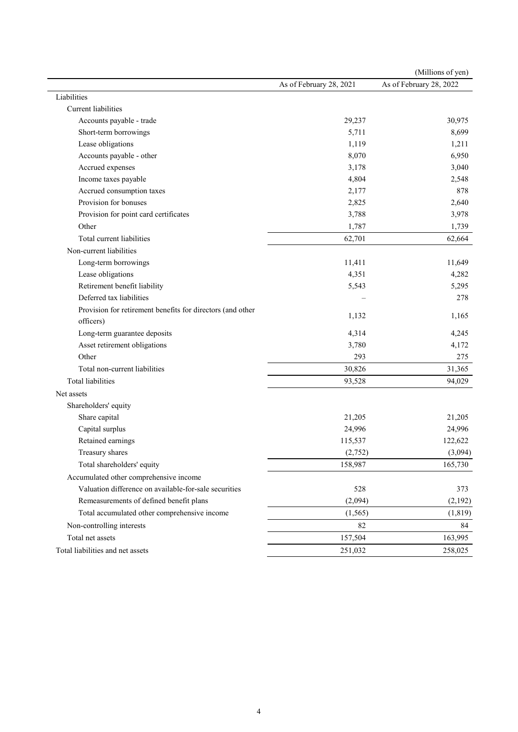(Millions of yen)

| | As of February 28, 2021 | As of February 28, 2022 |
|---|---|---|
| Liabilities | | |
| Current liabilities | | |
| Accounts payable - trade | 29,237 | 30,975 |
| Short-term borrowings | 5,711 | 8,699 |
| Lease obligations | 1,119 | 1,211 |
| Accounts payable - other | 8,070 | 6,950 |
| Accrued expenses | 3,178 | 3,040 |
| Income taxes payable | 4,804 | 2,548 |
| Accrued consumption taxes | 2,177 | 878 |
| Provision for bonuses | 2,825 | 2,640 |
| Provision for point card certificates | 3,788 | 3,978 |
| Other | 1,787 | 1,739 |
| Total current liabilities | 62,701 | 62,664 |
| Non-current liabilities | | |
| Long-term borrowings | 11,411 | 11,649 |
| Lease obligations | 4,351 | 4,282 |
| Retirement benefit liability | 5,543 | 5,295 |
| Deferred tax liabilities | – | 278 |
| Provision for retirement benefits for directors (and other officers) | 1,132 | 1,165 |
| Long-term guarantee deposits | 4,314 | 4,245 |
| Asset retirement obligations | 3,780 | 4,172 |
| Other | 293 | 275 |
| Total non-current liabilities | 30,826 | 31,365 |
| Total liabilities | 93,528 | 94,029 |
| Net assets | | |
| Shareholders' equity | | |
| Share capital | 21,205 | 21,205 |
| Capital surplus | 24,996 | 24,996 |
| Retained earnings | 115,537 | 122,622 |
| Treasury shares | (2,752) | (3,094) |
| Total shareholders' equity | 158,987 | 165,730 |
| Accumulated other comprehensive income | | |
| Valuation difference on available-for-sale securities | 528 | 373 |
| Remeasurements of defined benefit plans | (2,094) | (2,192) |
| Total accumulated other comprehensive income | (1,565) | (1,819) |
| Non-controlling interests | 82 | 84 |
| Total net assets | 157,504 | 163,995 |
| Total liabilities and net assets | 251,032 | 258,025 |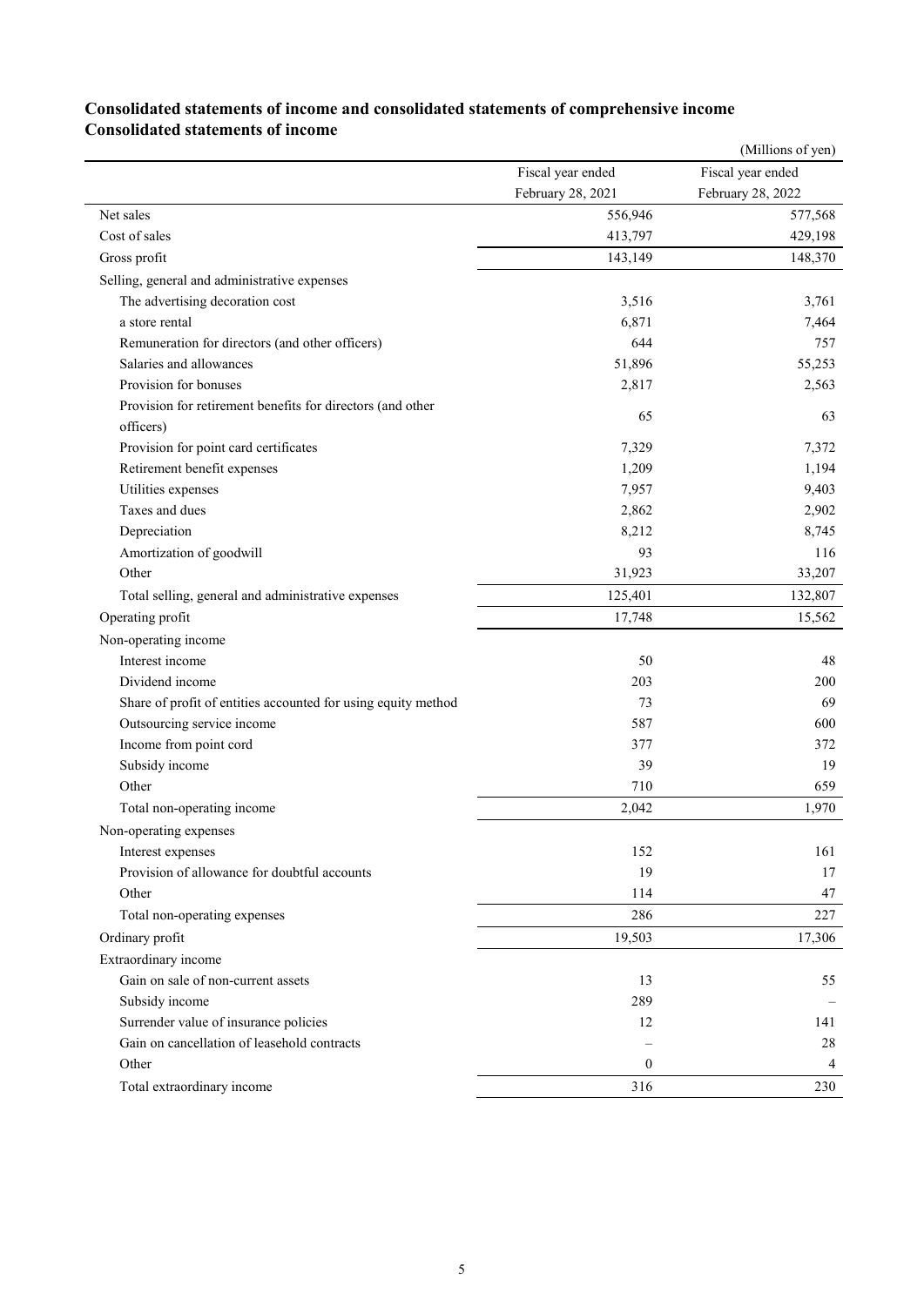## Consolidated statements of income and consolidated statements of comprehensive income

### Consolidated statements of income

(Millions of yen)

| | Fiscal year ended February 28, 2021 | Fiscal year ended February 28, 2022 |
|---|---|---|
| Net sales | 556,946 | 577,568 |
| Cost of sales | 413,797 | 429,198 |
| Gross profit | 143,149 | 148,370 |
| Selling, general and administrative expenses | | |
| The advertising decoration cost | 3,516 | 3,761 |
| a store rental | 6,871 | 7,464 |
| Remuneration for directors (and other officers) | 644 | 757 |
| Salaries and allowances | 51,896 | 55,253 |
| Provision for bonuses | 2,817 | 2,563 |
| Provision for retirement benefits for directors (and other officers) | 65 | 63 |
| Provision for point card certificates | 7,329 | 7,372 |
| Retirement benefit expenses | 1,209 | 1,194 |
| Utilities expenses | 7,957 | 9,403 |
| Taxes and dues | 2,862 | 2,902 |
| Depreciation | 8,212 | 8,745 |
| Amortization of goodwill | 93 | 116 |
| Other | 31,923 | 33,207 |
| Total selling, general and administrative expenses | 125,401 | 132,807 |
| Operating profit | 17,748 | 15,562 |
| Non-operating income | | |
| Interest income | 50 | 48 |
| Dividend income | 203 | 200 |
| Share of profit of entities accounted for using equity method | 73 | 69 |
| Outsourcing service income | 587 | 600 |
| Income from point cord | 377 | 372 |
| Subsidy income | 39 | 19 |
| Other | 710 | 659 |
| Total non-operating income | 2,042 | 1,970 |
| Non-operating expenses | | |
| Interest expenses | 152 | 161 |
| Provision of allowance for doubtful accounts | 19 | 17 |
| Other | 114 | 47 |
| Total non-operating expenses | 286 | 227 |
| Ordinary profit | 19,503 | 17,306 |
| Extraordinary income | | |
| Gain on sale of non-current assets | 13 | 55 |
| Subsidy income | 289 | – |
| Surrender value of insurance policies | 12 | 141 |
| Gain on cancellation of leasehold contracts | – | 28 |
| Other | 0 | 4 |
| Total extraordinary income | 316 | 230 |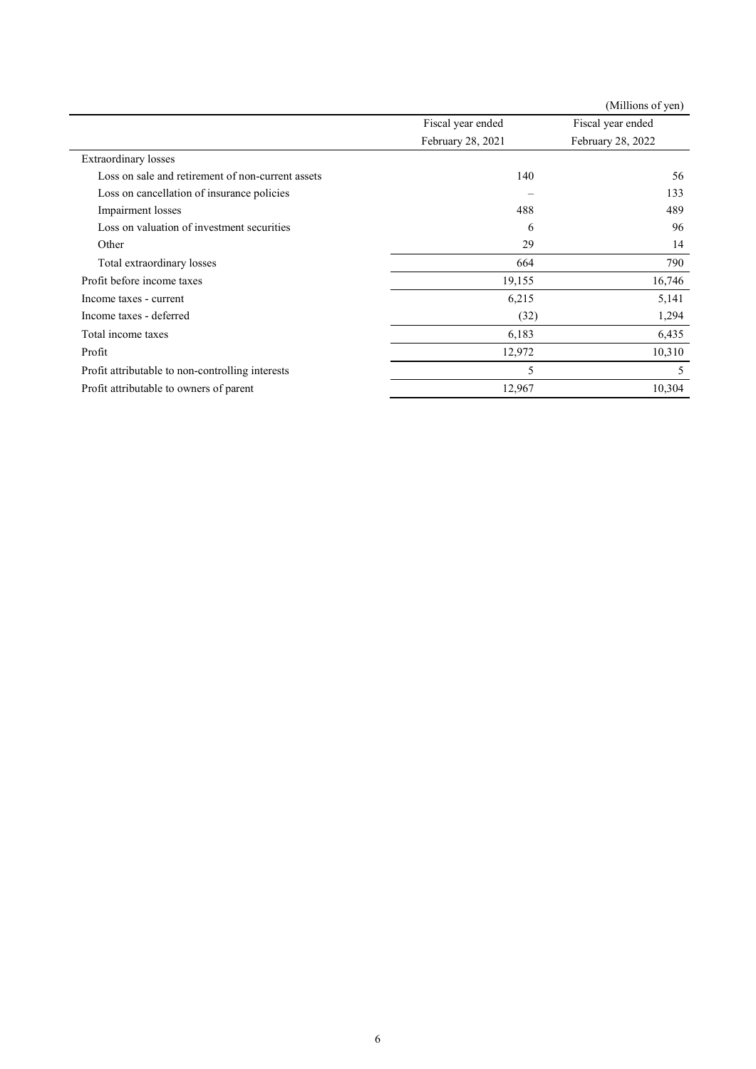(Millions of yen)

| | Fiscal year ended February 28, 2021 | Fiscal year ended February 28, 2022 |
|---|---|---|
| Extraordinary losses | | |
| Loss on sale and retirement of non-current assets | 140 | 56 |
| Loss on cancellation of insurance policies | – | 133 |
| Impairment losses | 488 | 489 |
| Loss on valuation of investment securities | 6 | 96 |
| Other | 29 | 14 |
| Total extraordinary losses | 664 | 790 |
| Profit before income taxes | 19,155 | 16,746 |
| Income taxes - current | 6,215 | 5,141 |
| Income taxes - deferred | (32) | 1,294 |
| Total income taxes | 6,183 | 6,435 |
| Profit | 12,972 | 10,310 |
| Profit attributable to non-controlling interests | 5 | 5 |
| Profit attributable to owners of parent | 12,967 | 10,304 |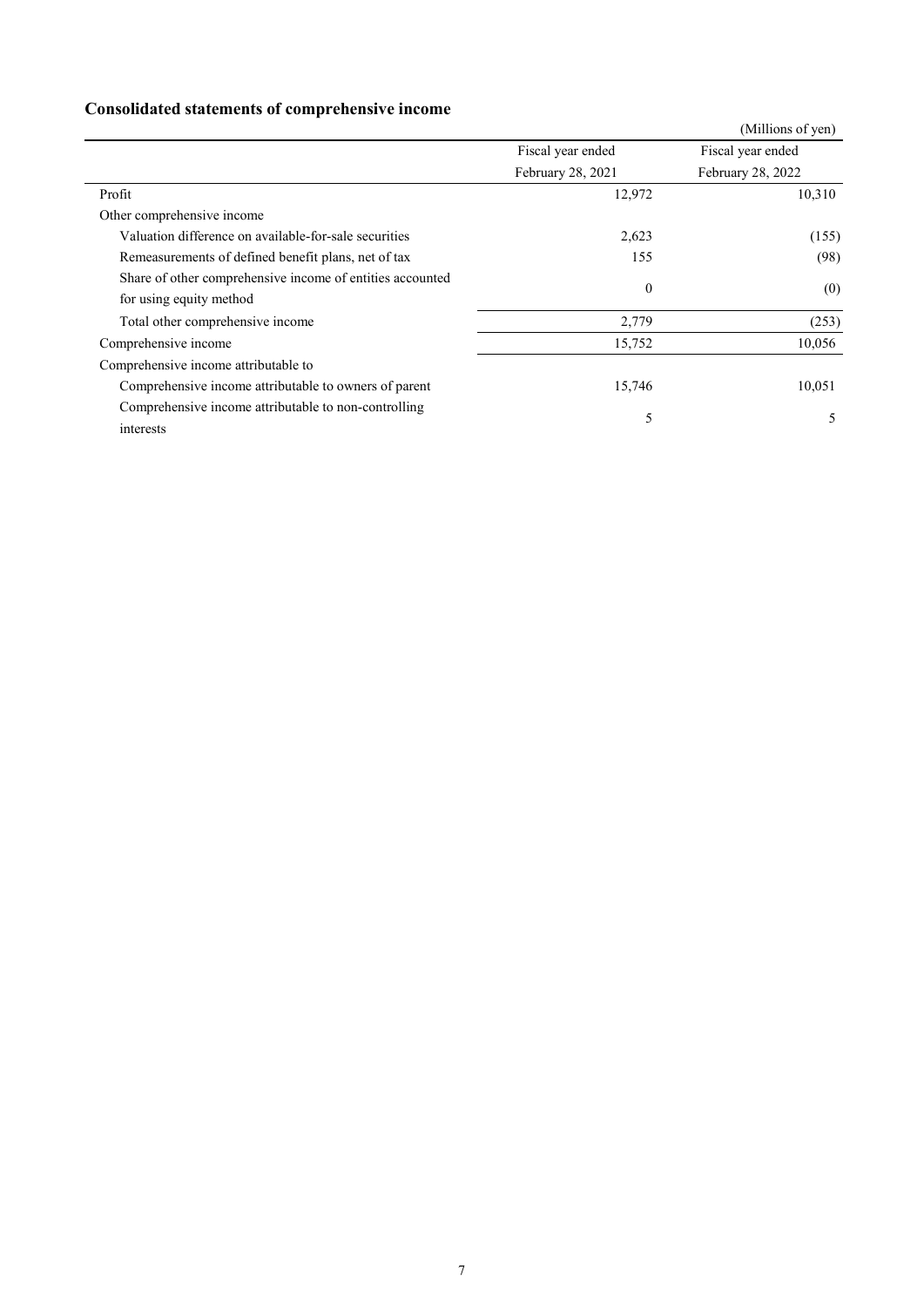## Consolidated statements of comprehensive income

(Millions of yen)

| | Fiscal year ended February 28, 2021 | Fiscal year ended February 28, 2022 |
|---|---|---|
| Profit | 12,972 | 10,310 |
| Other comprehensive income | | |
| Valuation difference on available-for-sale securities | 2,623 | (155) |
| Remeasurements of defined benefit plans, net of tax | 155 | (98) |
| Share of other comprehensive income of entities accounted for using equity method | 0 | (0) |
| Total other comprehensive income | 2,779 | (253) |
| Comprehensive income | 15,752 | 10,056 |
| Comprehensive income attributable to | | |
| Comprehensive income attributable to owners of parent | 15,746 | 10,051 |
| Comprehensive income attributable to non-controlling interests | 5 | 5 |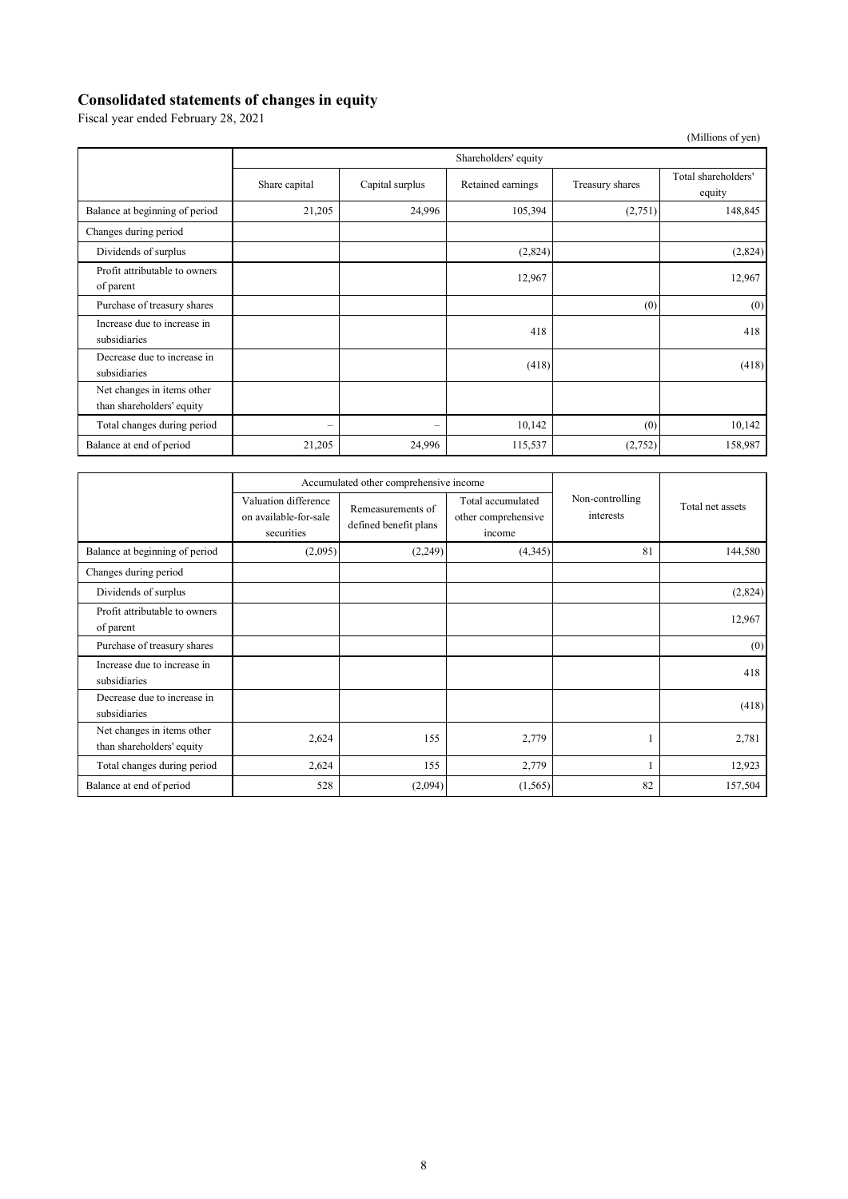# Consolidated statements of changes in equity

Fiscal year ended February 28, 2021

(Millions of yen)

| | Shareholders' equity | | | | |
|---|---|---|---|---|---|
| | Share capital | Capital surplus | Retained earnings | Treasury shares | Total shareholders' equity |
| Balance at beginning of period | 21,205 | 24,996 | 105,394 | (2,751) | 148,845 |
| Changes during period | | | | | |
| Dividends of surplus | | | (2,824) | | (2,824) |
| Profit attributable to owners of parent | | | 12,967 | | 12,967 |
| Purchase of treasury shares | | | | (0) | (0) |
| Increase due to increase in subsidiaries | | | 418 | | 418 |
| Decrease due to increase in subsidiaries | | | (418) | | (418) |
| Net changes in items other than shareholders' equity | | | | | |
| Total changes during period | – | – | 10,142 | (0) | 10,142 |
| Balance at end of period | 21,205 | 24,996 | 115,537 | (2,752) | 158,987 |

| | Accumulated other comprehensive income | | | Non-controlling interests | Total net assets |
|---|---|---|---|---|---|
| | Valuation difference on available-for-sale securities | Remeasurements of defined benefit plans | Total accumulated other comprehensive income | | |
| Balance at beginning of period | (2,095) | (2,249) | (4,345) | 81 | 144,580 |
| Changes during period | | | | | |
| Dividends of surplus | | | | | (2,824) |
| Profit attributable to owners of parent | | | | | 12,967 |
| Purchase of treasury shares | | | | | (0) |
| Increase due to increase in subsidiaries | | | | | 418 |
| Decrease due to increase in subsidiaries | | | | | (418) |
| Net changes in items other than shareholders' equity | 2,624 | 155 | 2,779 | 1 | 2,781 |
| Total changes during period | 2,624 | 155 | 2,779 | 1 | 12,923 |
| Balance at end of period | 528 | (2,094) | (1,565) | 82 | 157,504 |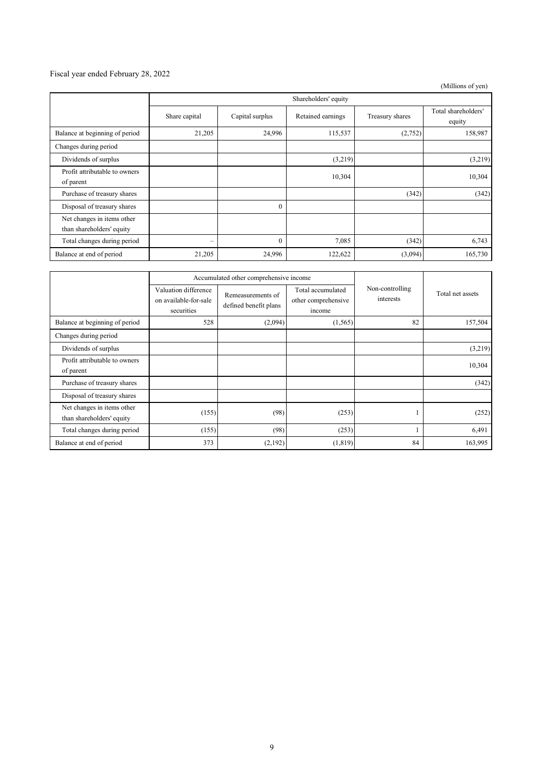Fiscal year ended February 28, 2022

(Millions of yen)

| | Shareholders' equity | | | | |
|---|---|---|---|---|---|
| | Share capital | Capital surplus | Retained earnings | Treasury shares | Total shareholders' equity |
| Balance at beginning of period | 21,205 | 24,996 | 115,537 | (2,752) | 158,987 |
| Changes during period | | | | | |
| Dividends of surplus | | | (3,219) | | (3,219) |
| Profit attributable to owners of parent | | | 10,304 | | 10,304 |
| Purchase of treasury shares | | | | (342) | (342) |
| Disposal of treasury shares | | 0 | | | |
| Net changes in items other than shareholders' equity | | | | | |
| Total changes during period | – | 0 | 7,085 | (342) | 6,743 |
| Balance at end of period | 21,205 | 24,996 | 122,622 | (3,094) | 165,730 |

| | Accumulated other comprehensive income | | | Non-controlling interests | Total net assets |
|---|---|---|---|---|---|
| | Valuation difference on available-for-sale securities | Remeasurements of defined benefit plans | Total accumulated other comprehensive income | | |
| Balance at beginning of period | 528 | (2,094) | (1,565) | 82 | 157,504 |
| Changes during period | | | | | |
| Dividends of surplus | | | | | (3,219) |
| Profit attributable to owners of parent | | | | | 10,304 |
| Purchase of treasury shares | | | | | (342) |
| Disposal of treasury shares | | | | | |
| Net changes in items other than shareholders' equity | (155) | (98) | (253) | 1 | (252) |
| Total changes during period | (155) | (98) | (253) | 1 | 6,491 |
| Balance at end of period | 373 | (2,192) | (1,819) | 84 | 163,995 |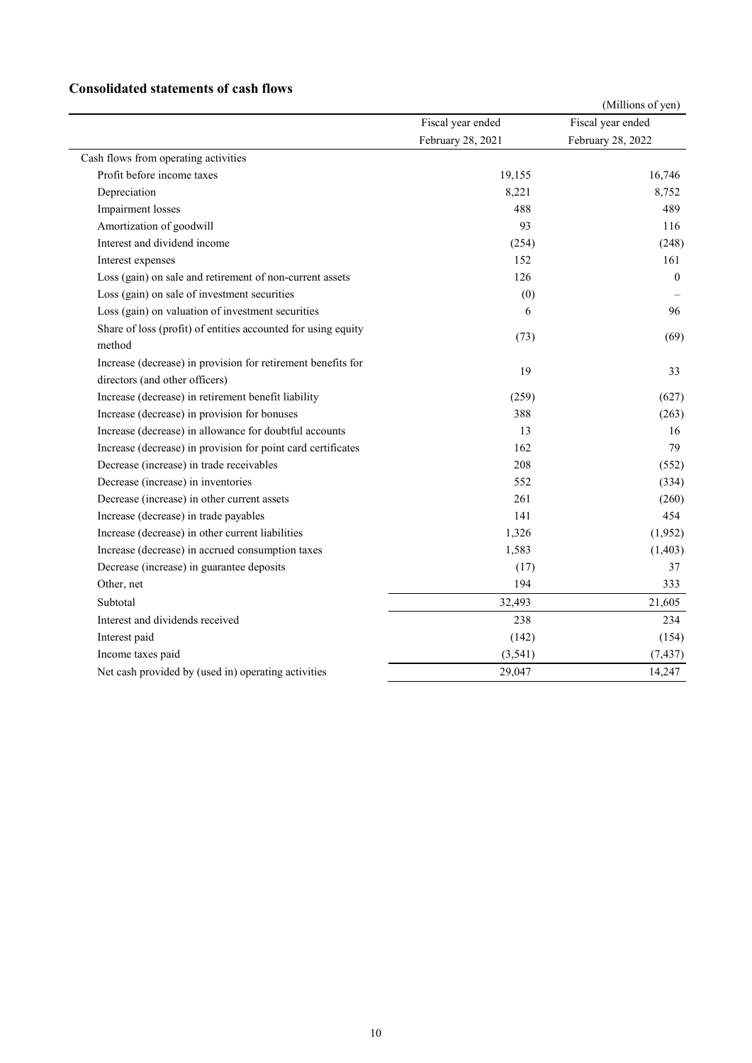### Consolidated statements of cash flows

(Millions of yen)

| | Fiscal year ended February 28, 2021 | Fiscal year ended February 28, 2022 |
|---|---|---|
| Cash flows from operating activities | | |
| Profit before income taxes | 19,155 | 16,746 |
| Depreciation | 8,221 | 8,752 |
| Impairment losses | 488 | 489 |
| Amortization of goodwill | 93 | 116 |
| Interest and dividend income | (254) | (248) |
| Interest expenses | 152 | 161 |
| Loss (gain) on sale and retirement of non-current assets | 126 | 0 |
| Loss (gain) on sale of investment securities | (0) | – |
| Loss (gain) on valuation of investment securities | 6 | 96 |
| Share of loss (profit) of entities accounted for using equity method | (73) | (69) |
| Increase (decrease) in provision for retirement benefits for directors (and other officers) | 19 | 33 |
| Increase (decrease) in retirement benefit liability | (259) | (627) |
| Increase (decrease) in provision for bonuses | 388 | (263) |
| Increase (decrease) in allowance for doubtful accounts | 13 | 16 |
| Increase (decrease) in provision for point card certificates | 162 | 79 |
| Decrease (increase) in trade receivables | 208 | (552) |
| Decrease (increase) in inventories | 552 | (334) |
| Decrease (increase) in other current assets | 261 | (260) |
| Increase (decrease) in trade payables | 141 | 454 |
| Increase (decrease) in other current liabilities | 1,326 | (1,952) |
| Increase (decrease) in accrued consumption taxes | 1,583 | (1,403) |
| Decrease (increase) in guarantee deposits | (17) | 37 |
| Other, net | 194 | 333 |
| Subtotal | 32,493 | 21,605 |
| Interest and dividends received | 238 | 234 |
| Interest paid | (142) | (154) |
| Income taxes paid | (3,541) | (7,437) |
| Net cash provided by (used in) operating activities | 29,047 | 14,247 |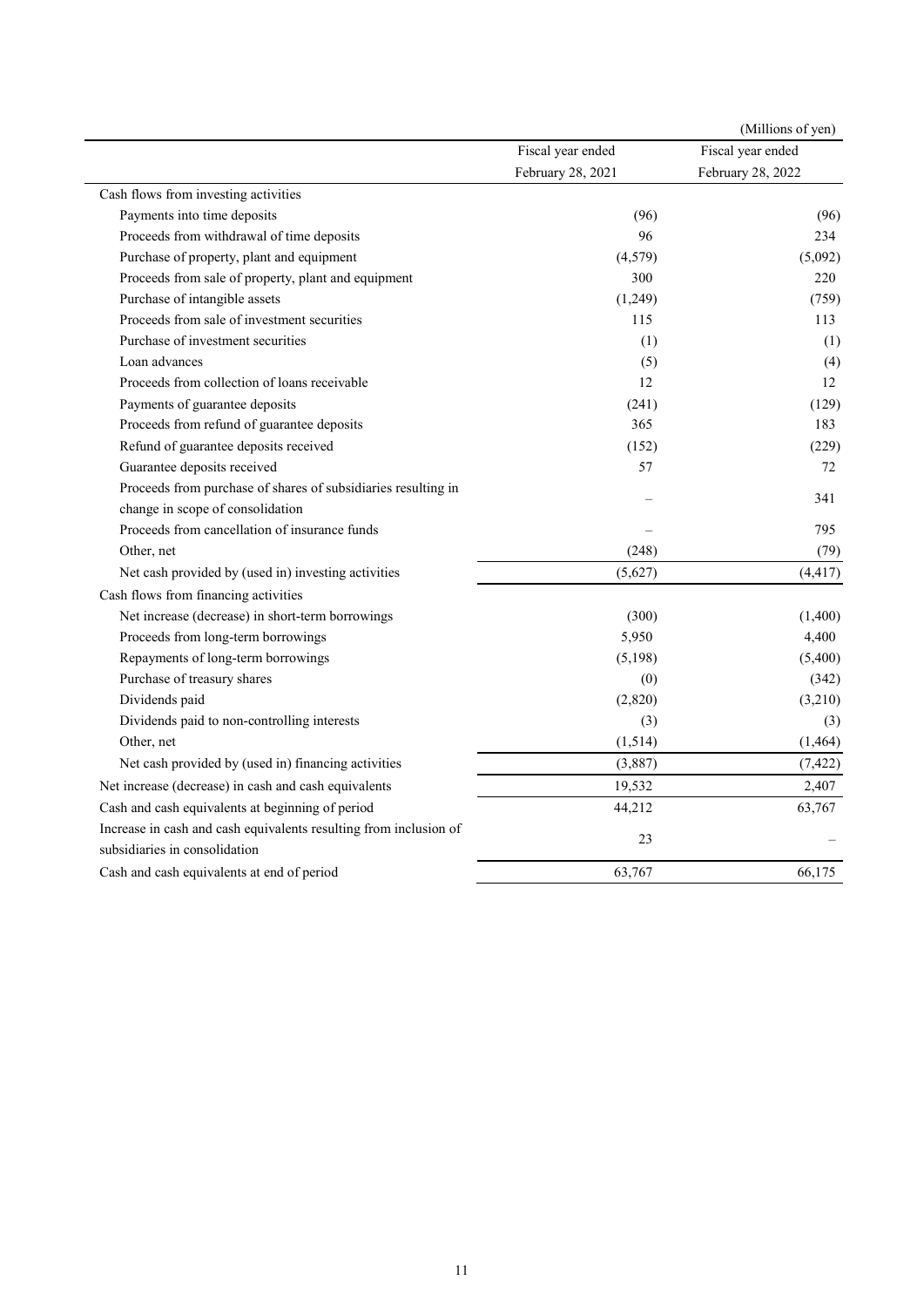(Millions of yen)

| | Fiscal year ended February 28, 2021 | Fiscal year ended February 28, 2022 |
|---|---|---|
| Cash flows from investing activities | | |
| Payments into time deposits | (96) | (96) |
| Proceeds from withdrawal of time deposits | 96 | 234 |
| Purchase of property, plant and equipment | (4,579) | (5,092) |
| Proceeds from sale of property, plant and equipment | 300 | 220 |
| Purchase of intangible assets | (1,249) | (759) |
| Proceeds from sale of investment securities | 115 | 113 |
| Purchase of investment securities | (1) | (1) |
| Loan advances | (5) | (4) |
| Proceeds from collection of loans receivable | 12 | 12 |
| Payments of guarantee deposits | (241) | (129) |
| Proceeds from refund of guarantee deposits | 365 | 183 |
| Refund of guarantee deposits received | (152) | (229) |
| Guarantee deposits received | 57 | 72 |
| Proceeds from purchase of shares of subsidiaries resulting in change in scope of consolidation | – | 341 |
| Proceeds from cancellation of insurance funds | – | 795 |
| Other, net | (248) | (79) |
| Net cash provided by (used in) investing activities | (5,627) | (4,417) |
| Cash flows from financing activities | | |
| Net increase (decrease) in short-term borrowings | (300) | (1,400) |
| Proceeds from long-term borrowings | 5,950 | 4,400 |
| Repayments of long-term borrowings | (5,198) | (5,400) |
| Purchase of treasury shares | (0) | (342) |
| Dividends paid | (2,820) | (3,210) |
| Dividends paid to non-controlling interests | (3) | (3) |
| Other, net | (1,514) | (1,464) |
| Net cash provided by (used in) financing activities | (3,887) | (7,422) |
| Net increase (decrease) in cash and cash equivalents | 19,532 | 2,407 |
| Cash and cash equivalents at beginning of period | 44,212 | 63,767 |
| Increase in cash and cash equivalents resulting from inclusion of subsidiaries in consolidation | 23 | – |
| Cash and cash equivalents at end of period | 63,767 | 66,175 |